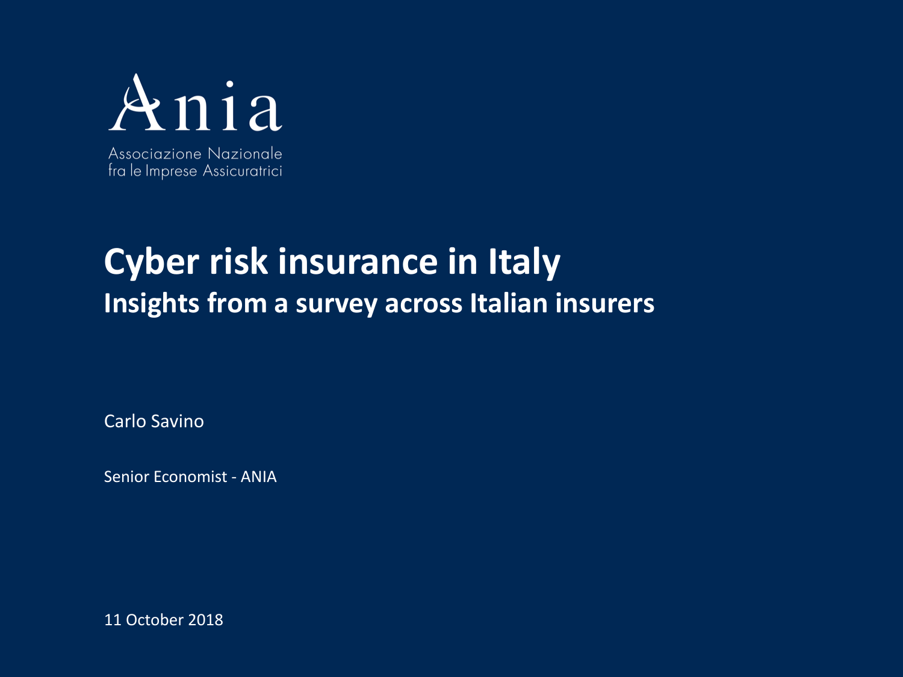Ania

Associazione Nazionale fra le Imprese Assicuratrici

# Cyber risk insurance in Italy

## Insights from a survey across Italian insurers

Carlo Savino

Senior Economist - ANIA

11 October 2018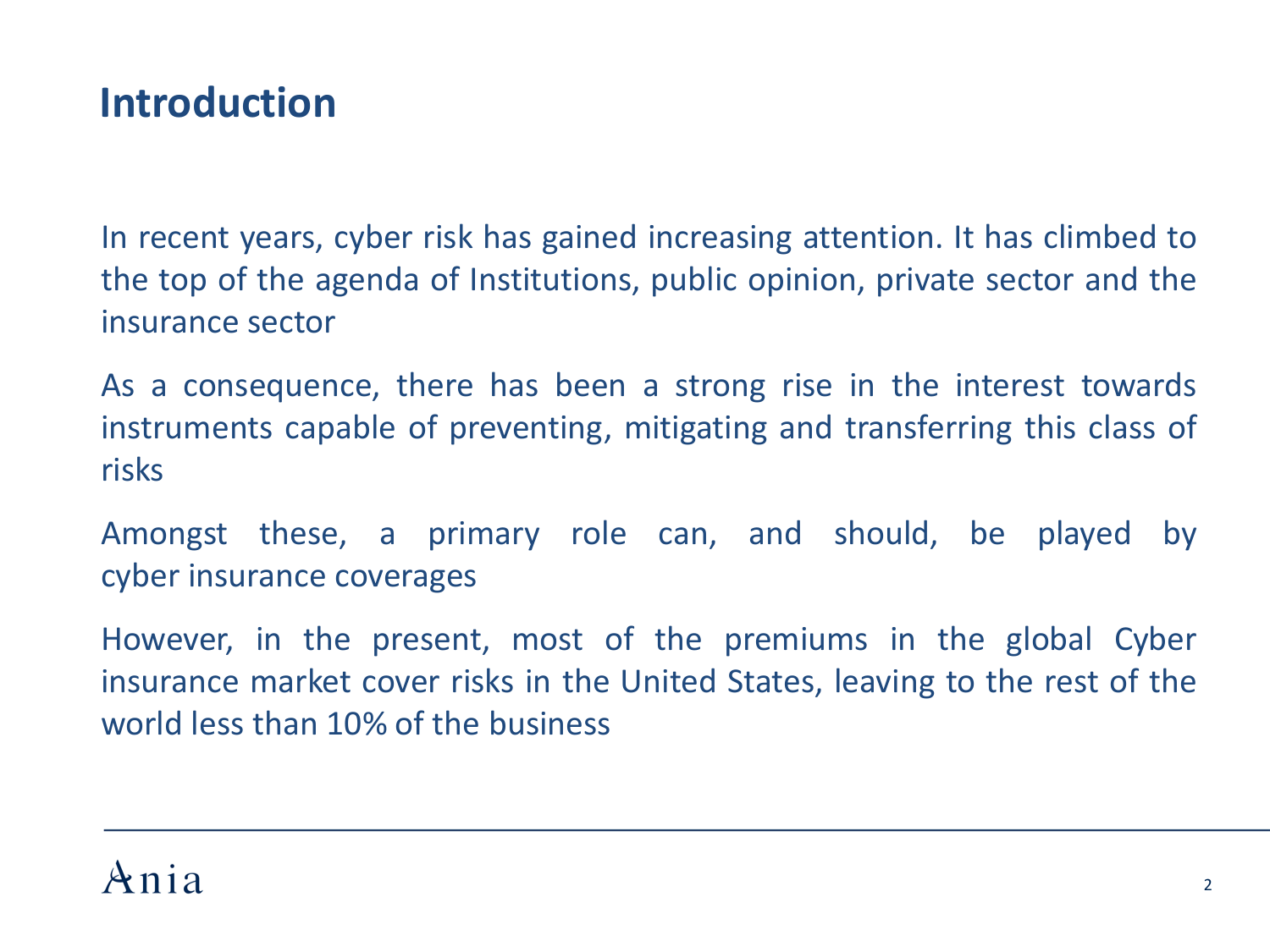## Introduction

In recent years, cyber risk has gained increasing attention. It has climbed to the top of the agenda of Institutions, public opinion, private sector and the insurance sector

As a consequence, there has been a strong rise in the interest towards instruments capable of preventing, mitigating and transferring this class of risks

Amongst these, a primary role can, and should, be played by cyber insurance coverages

However, in the present, most of the premiums in the global Cyber insurance market cover risks in the United States, leaving to the rest of the world less than 10% of the business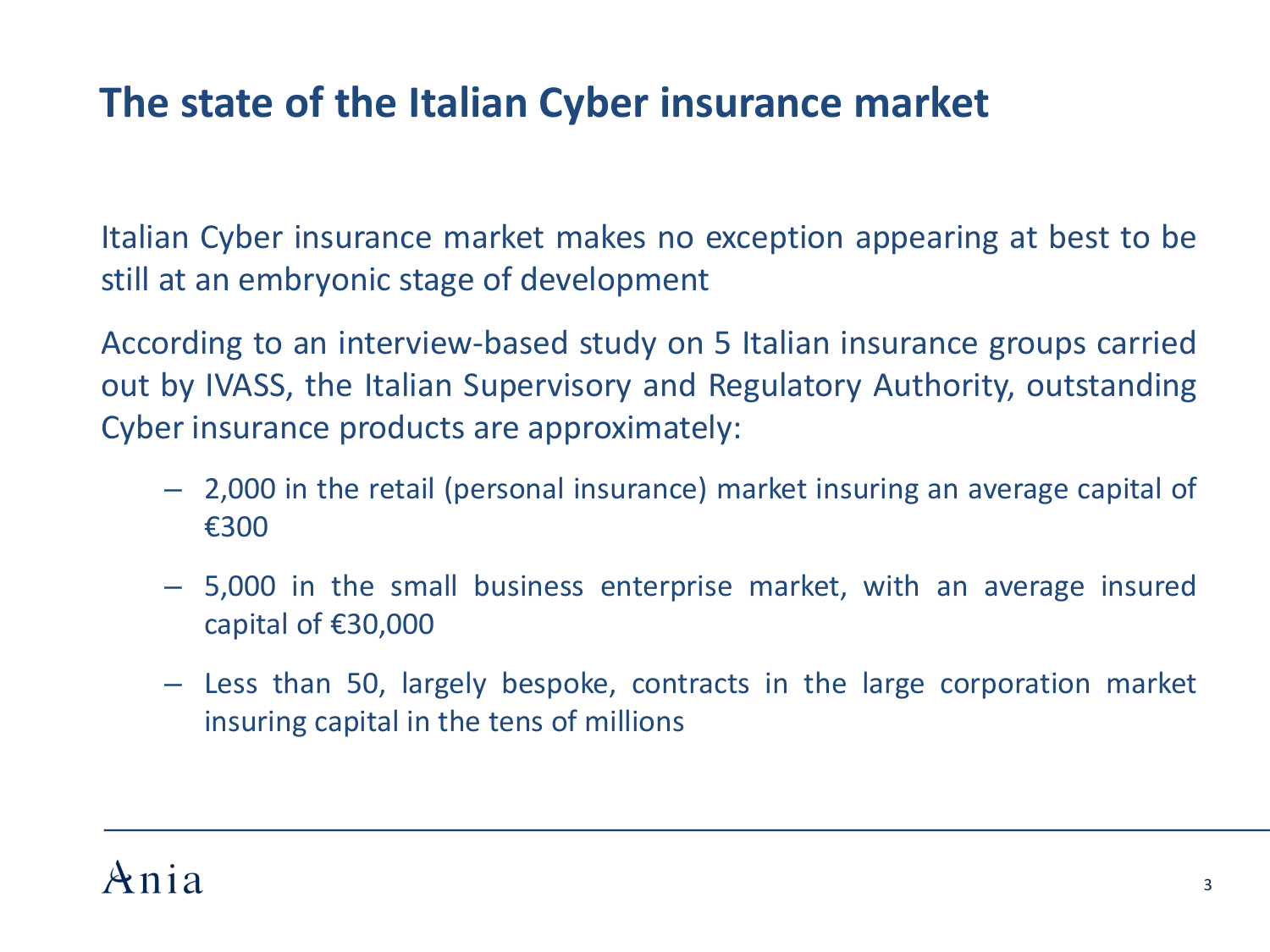# The state of the Italian Cyber insurance market

Italian Cyber insurance market makes no exception appearing at best to be still at an embryonic stage of development

According to an interview-based study on 5 Italian insurance groups carried out by IVASS, the Italian Supervisory and Regulatory Authority, outstanding Cyber insurance products are approximately:

- 2,000 in the retail (personal insurance) market insuring an average capital of €300
- 5,000 in the small business enterprise market, with an average insured capital of €30,000
- Less than 50, largely bespoke, contracts in the large corporation market insuring capital in the tens of millions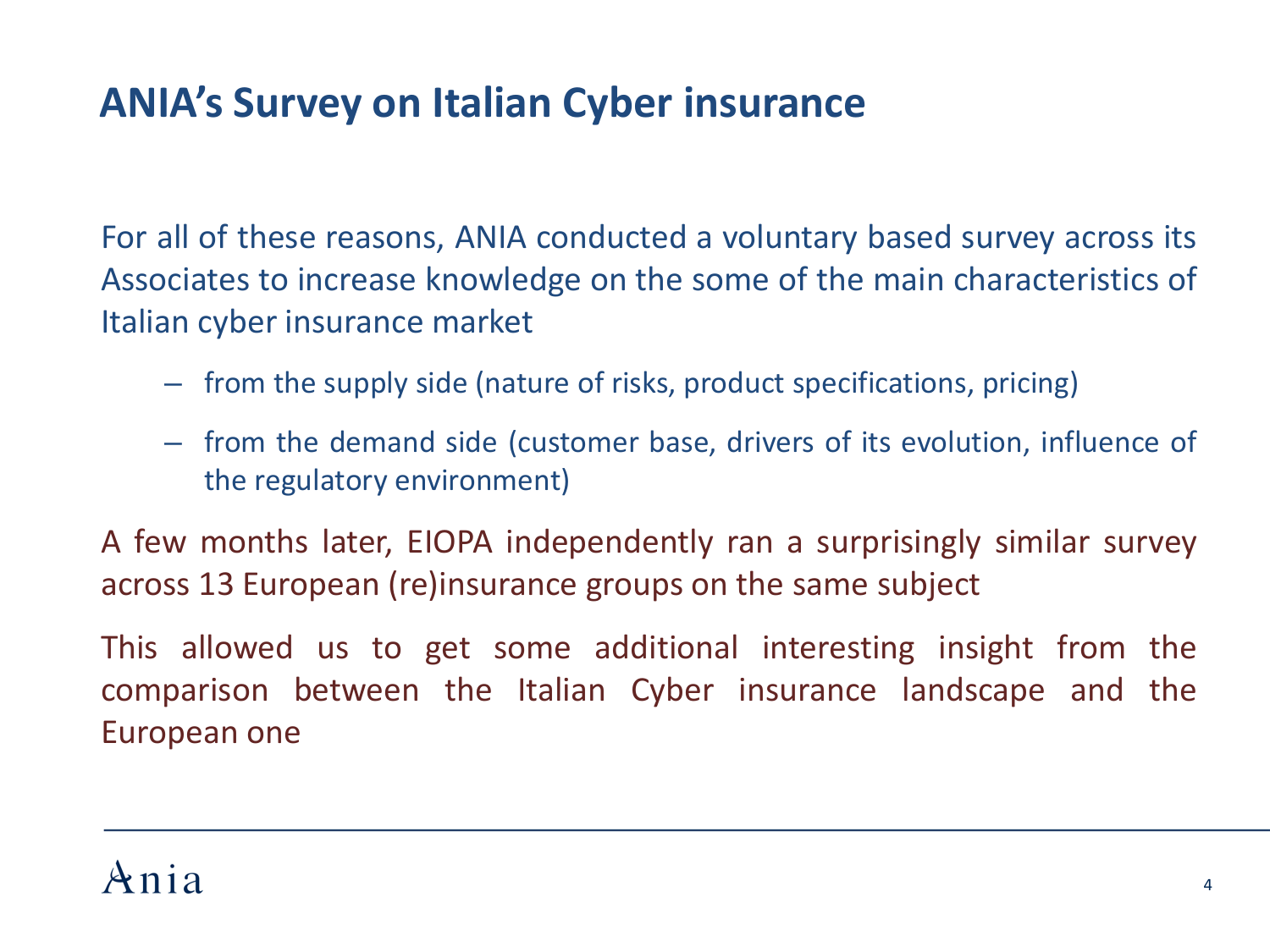# ANIA's Survey on Italian Cyber insurance

For all of these reasons, ANIA conducted a voluntary based survey across its Associates to increase knowledge on the some of the main characteristics of Italian cyber insurance market

- from the supply side (nature of risks, product specifications, pricing)
- from the demand side (customer base, drivers of its evolution, influence of the regulatory environment)

A few months later, EIOPA independently ran a surprisingly similar survey across 13 European (re)insurance groups on the same subject

This allowed us to get some additional interesting insight from the comparison between the Italian Cyber insurance landscape and the European one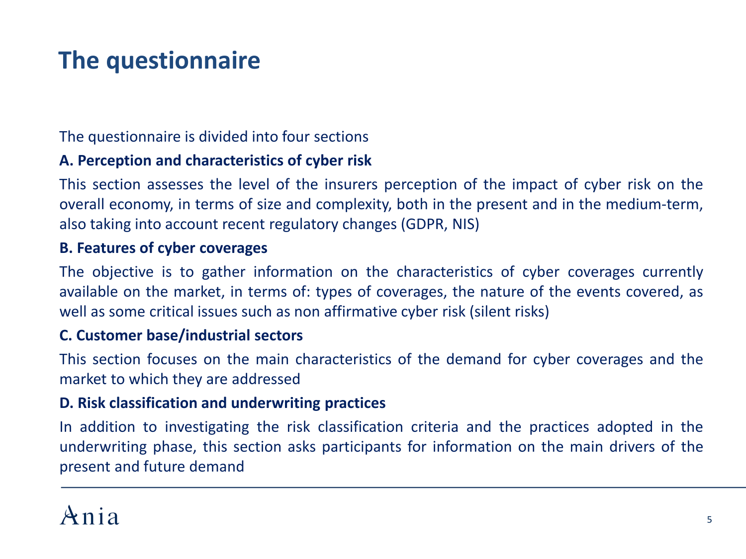# The questionnaire

The questionnaire is divided into four sections

**A. Perception and characteristics of cyber risk**

This section assesses the level of the insurers perception of the impact of cyber risk on the overall economy, in terms of size and complexity, both in the present and in the medium-term, also taking into account recent regulatory changes (GDPR, NIS)

**B. Features of cyber coverages**

The objective is to gather information on the characteristics of cyber coverages currently available on the market, in terms of: types of coverages, the nature of the events covered, as well as some critical issues such as non affirmative cyber risk (silent risks)

**C. Customer base/industrial sectors**

This section focuses on the main characteristics of the demand for cyber coverages and the market to which they are addressed

**D. Risk classification and underwriting practices**

In addition to investigating the risk classification criteria and the practices adopted in the underwriting phase, this section asks participants for information on the main drivers of the present and future demand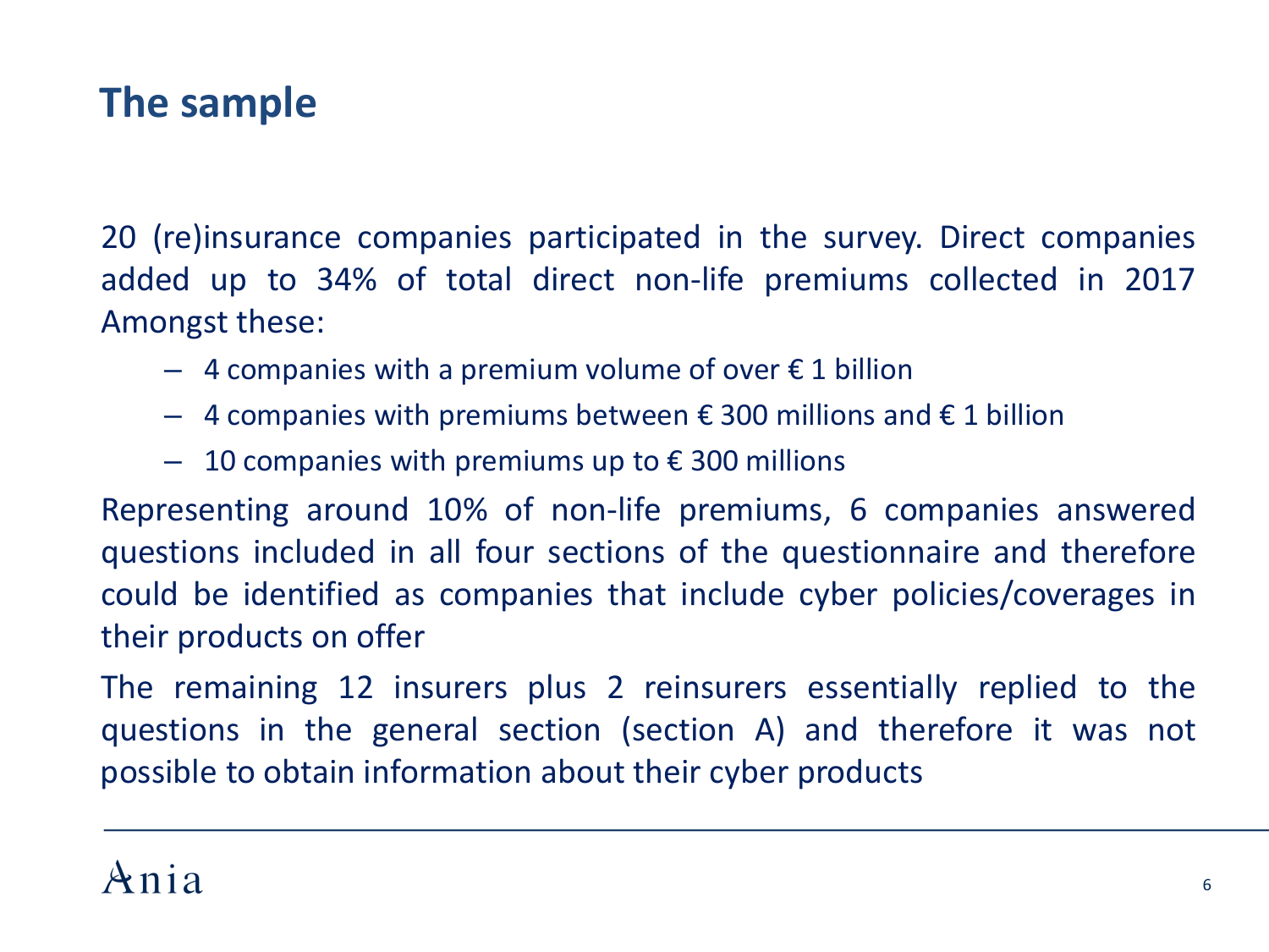# The sample

20 (re)insurance companies participated in the survey. Direct companies added up to 34% of total direct non-life premiums collected in 2017 Amongst these:

- 4 companies with a premium volume of over € 1 billion
- 4 companies with premiums between € 300 millions and € 1 billion
- 10 companies with premiums up to € 300 millions

Representing around 10% of non-life premiums, 6 companies answered questions included in all four sections of the questionnaire and therefore could be identified as companies that include cyber policies/coverages in their products on offer

The remaining 12 insurers plus 2 reinsurers essentially replied to the questions in the general section (section A) and therefore it was not possible to obtain information about their cyber products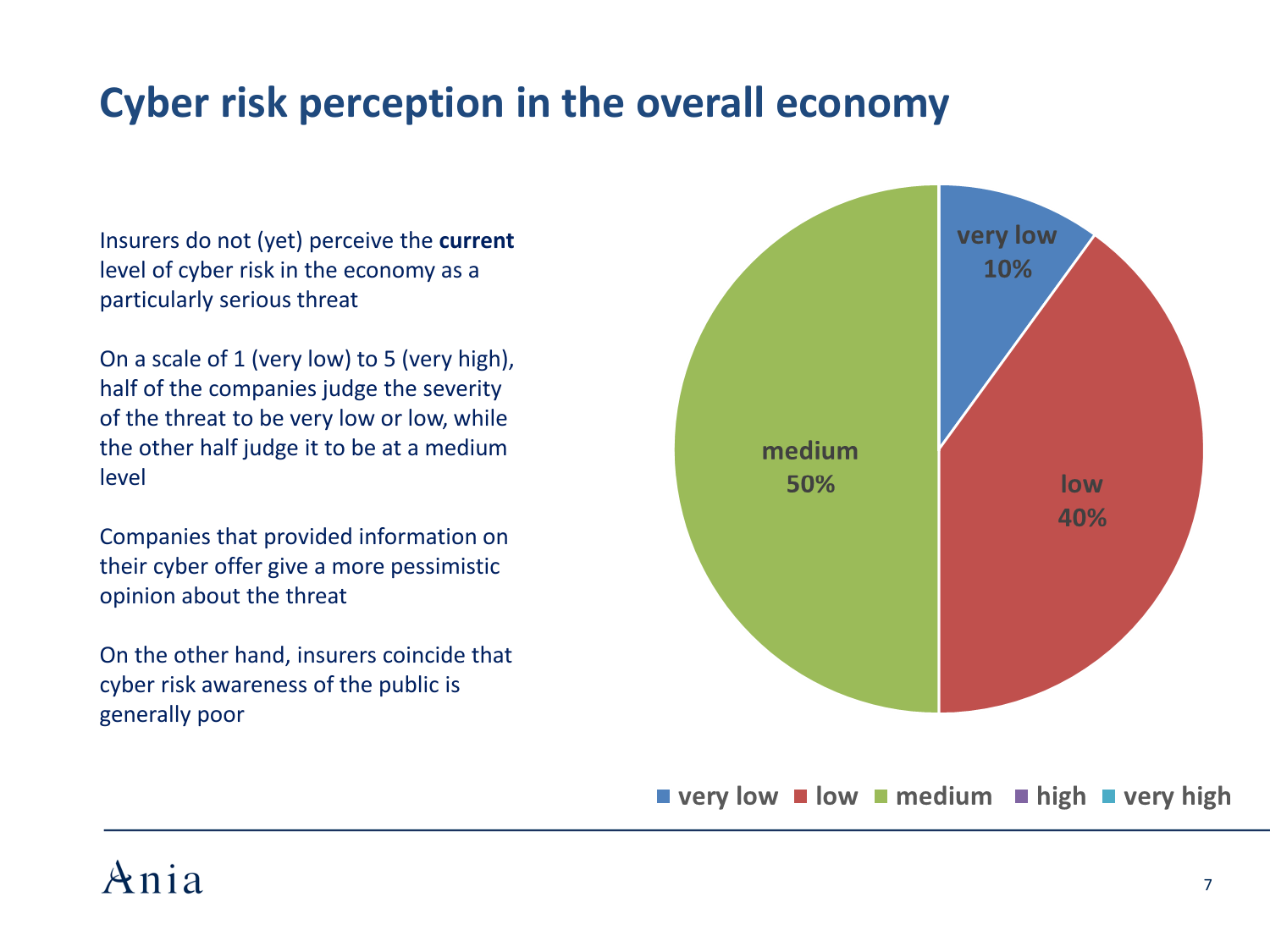# Cyber risk perception in the overall economy

Insurers do not (yet) perceive the **current** level of cyber risk in the economy as a particularly serious threat

On a scale of 1 (very low) to 5 (very high), half of the companies judge the severity of the threat to be very low or low, while the other half judge it to be at a medium level

Companies that provided information on their cyber offer give a more pessimistic opinion about the threat

On the other hand, insurers coincide that cyber risk awareness of the public is generally poor

| Level | Share |
|---|---|
| very low | 10% |
| low | 40% |
| medium | 50% |
| high | |
| very high | |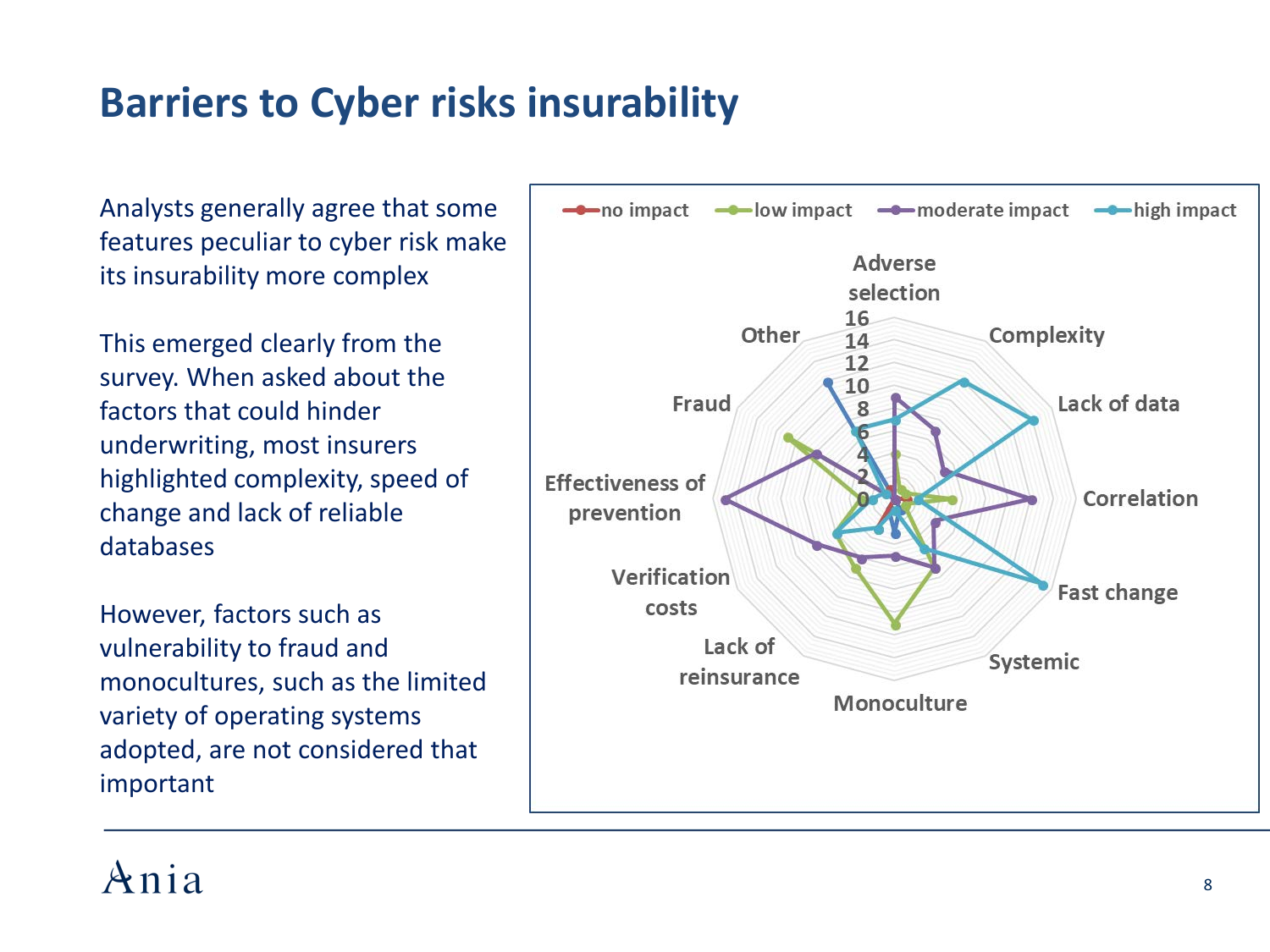# Barriers to Cyber risks insurability

Analysts generally agree that some features peculiar to cyber risk make its insurability more complex

This emerged clearly from the survey. When asked about the factors that could hinder underwriting, most insurers highlighted complexity, speed of change and lack of reliable databases

However, factors such as vulnerability to fraud and monocultures, such as the limited variety of operating systems adopted, are not considered that important

no impact | low impact | moderate impact | high impact

Adverse selection, Complexity, Lack of data, Correlation, Fast change, Systemic, Monoculture, Lack of reinsurance, Verification costs, Effectiveness of prevention, Fraud, Other

0, 2, 4, 6, 8, 10, 12, 14, 16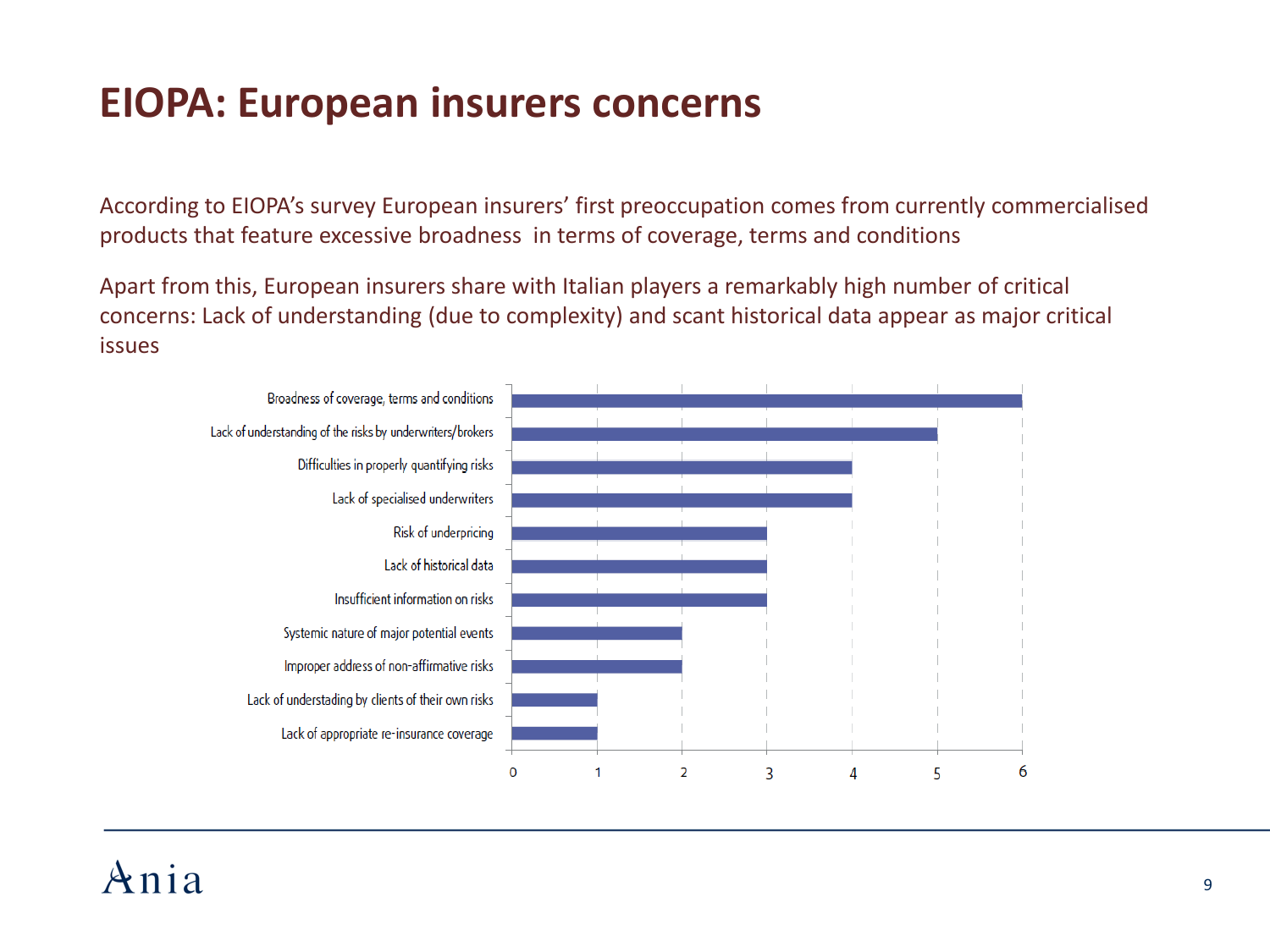# EIOPA: European insurers concerns

According to EIOPA's survey European insurers' first preoccupation comes from currently commercialised products that feature excessive broadness in terms of coverage, terms and conditions

Apart from this, European insurers share with Italian players a remarkably high number of critical concerns: Lack of understanding (due to complexity) and scant historical data appear as major critical issues

| Concern | Value |
|---|---|
| Broadness of coverage, terms and conditions | 6 |
| Lack of understanding of the risks by underwriters/brokers | 5 |
| Difficulties in properly quantifying risks | 4 |
| Lack of specialised underwriters | 4 |
| Risk of underpricing | 3 |
| Lack of historical data | 3 |
| Insufficient information on risks | 3 |
| Systemic nature of major potential events | 2 |
| Improper address of non-affirmative risks | 2 |
| Lack of understading by clients of their own risks | 1 |
| Lack of appropriate re-insurance coverage | 1 |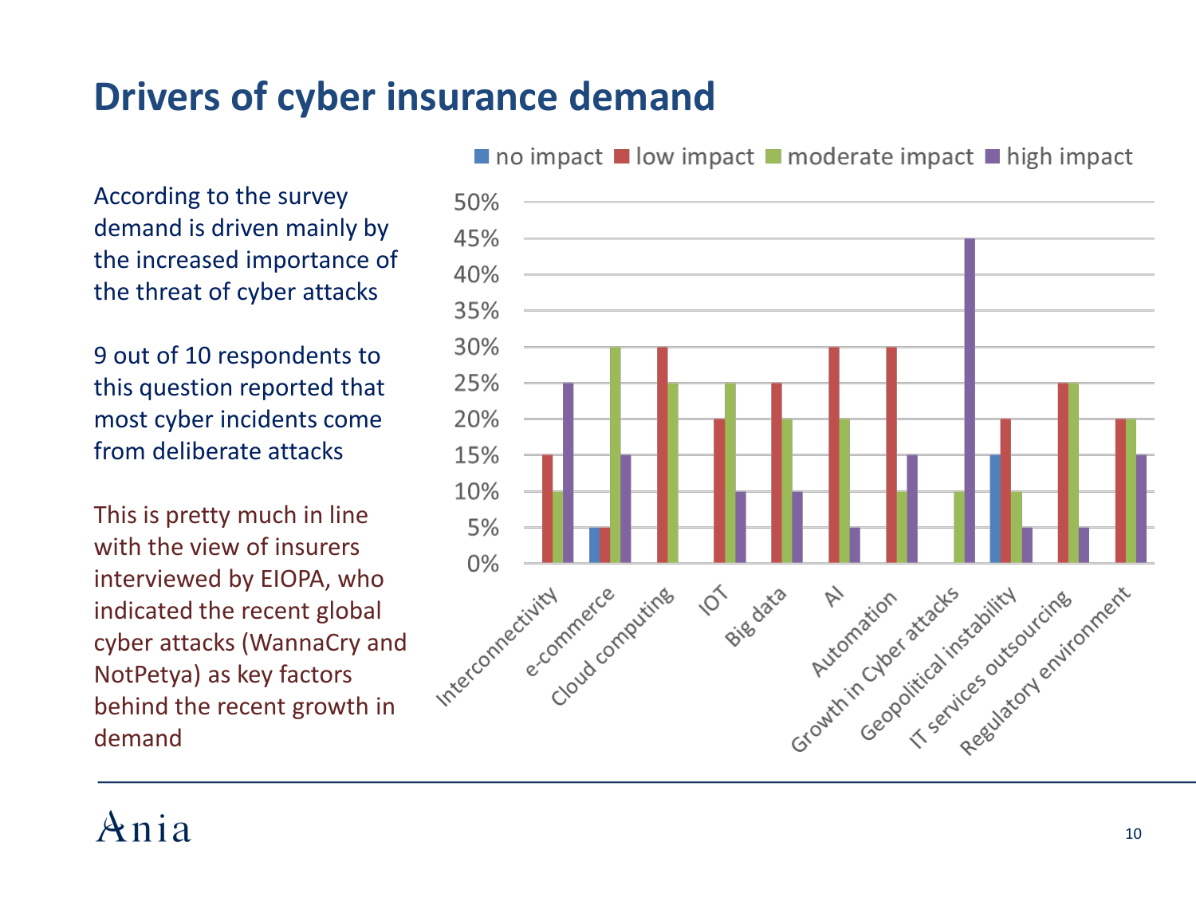# Drivers of cyber insurance demand

According to the survey demand is driven mainly by the increased importance of the threat of cyber attacks

9 out of 10 respondents to this question reported that most cyber incidents come from deliberate attacks

This is pretty much in line with the view of insurers interviewed by EIOPA, who indicated the recent global cyber attacks (WannaCry and NotPetya) as key factors behind the recent growth in demand

| | no impact | low impact | moderate impact | high impact |
|---|---|---|---|---|
| Interconnectivity | | 15% | 10% | 25% |
| e-commerce | 5% | 5% | 30% | 15% |
| Cloud computing | | 30% | 25% | |
| IOT | | 20% | 25% | 10% |
| Big data | | 25% | 20% | 10% |
| AI | | 30% | 20% | 5% |
| Automation | | 30% | 10% | 15% |
| Growth in Cyber attacks | | | 10% | 45% |
| Geopolitical instability | 15% | 20% | 10% | 5% |
| IT services outsourcing | | 25% | 25% | 5% |
| Regulatory environment | | 20% | 20% | 15% |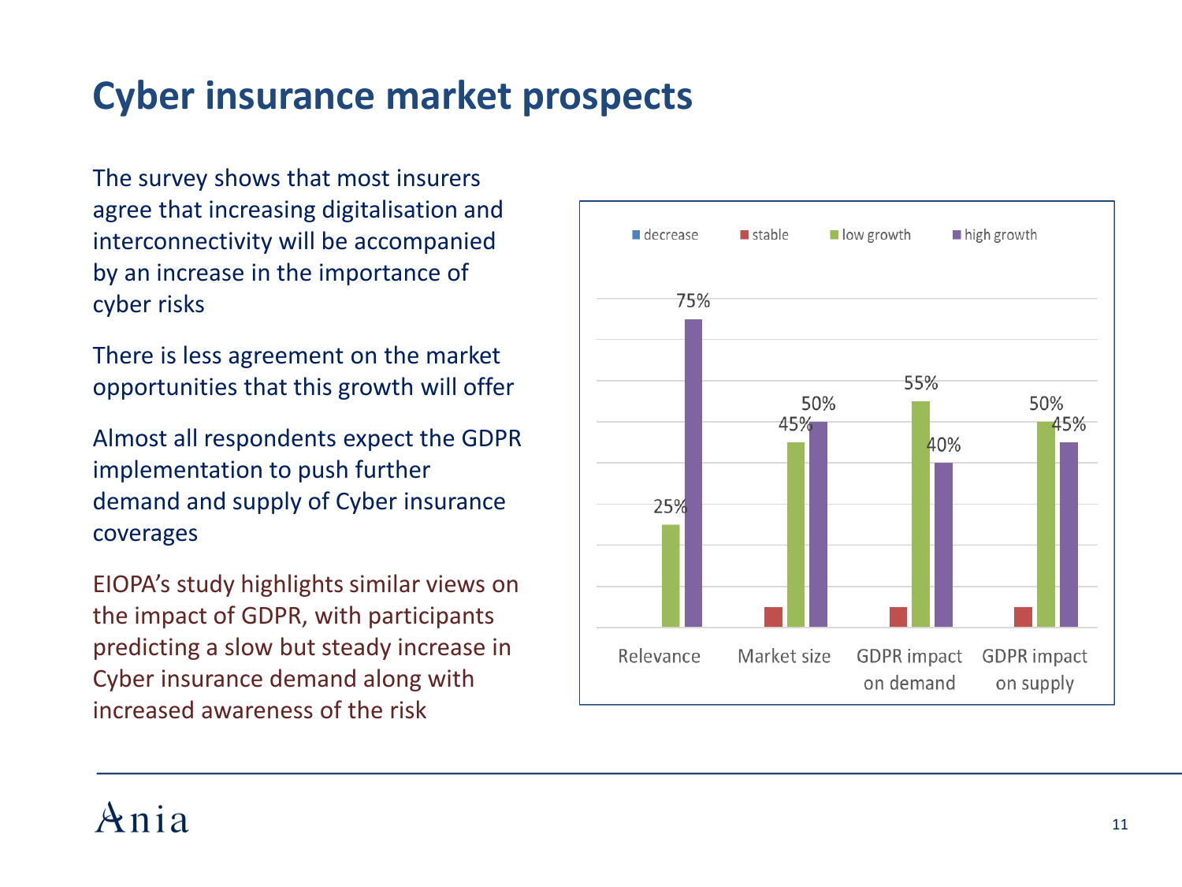# Cyber insurance market prospects

The survey shows that most insurers agree that increasing digitalisation and interconnectivity will be accompanied by an increase in the importance of cyber risks

There is less agreement on the market opportunities that this growth will offer

Almost all respondents expect the GDPR implementation to push further demand and supply of Cyber insurance coverages

EIOPA's study highlights similar views on the impact of GDPR, with participants predicting a slow but steady increase in Cyber insurance demand along with increased awareness of the risk

| | decrease | stable | low growth | high growth |
|---|---|---|---|---|
| Relevance | | | 25% | 75% |
| Market size | | | 45% | 50% |
| GDPR impact on demand | | | 55% | 40% |
| GDPR impact on supply | | | 50% | 45% |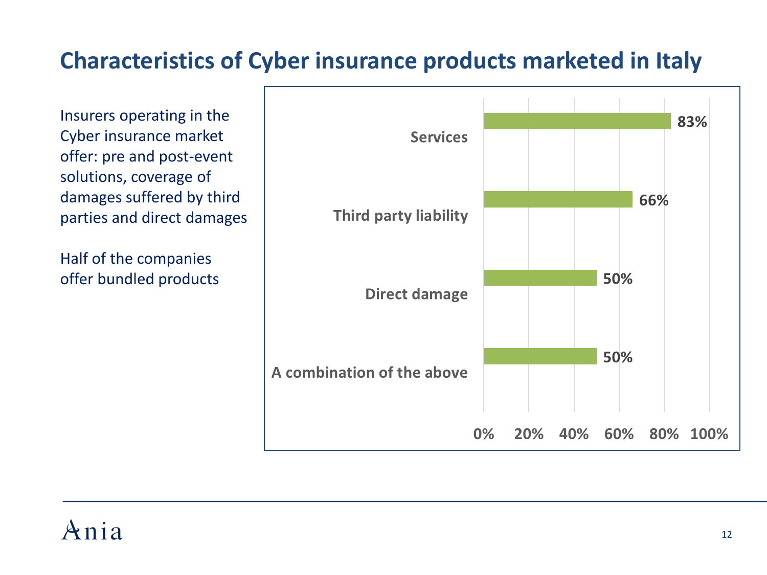# Characteristics of Cyber insurance products marketed in Italy

Insurers operating in the Cyber insurance market offer: pre and post-event solutions, coverage of damages suffered by third parties and direct damages

Half of the companies offer bundled products

| Characteristic | Share |
|---|---|
| Services | 83% |
| Third party liability | 66% |
| Direct damage | 50% |
| A combination of the above | 50% |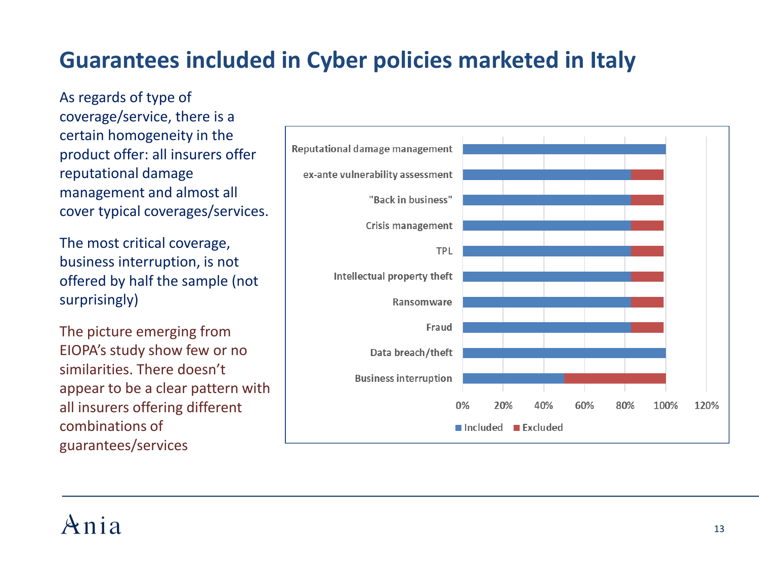# Guarantees included in Cyber policies marketed in Italy

As regards of type of coverage/service, there is a certain homogeneity in the product offer: all insurers offer reputational damage management and almost all cover typical coverages/services.

The most critical coverage, business interruption, is not offered by half the sample (not surprisingly)

The picture emerging from EIOPA's study show few or no similarities. There doesn't appear to be a clear pattern with all insurers offering different combinations of guarantees/services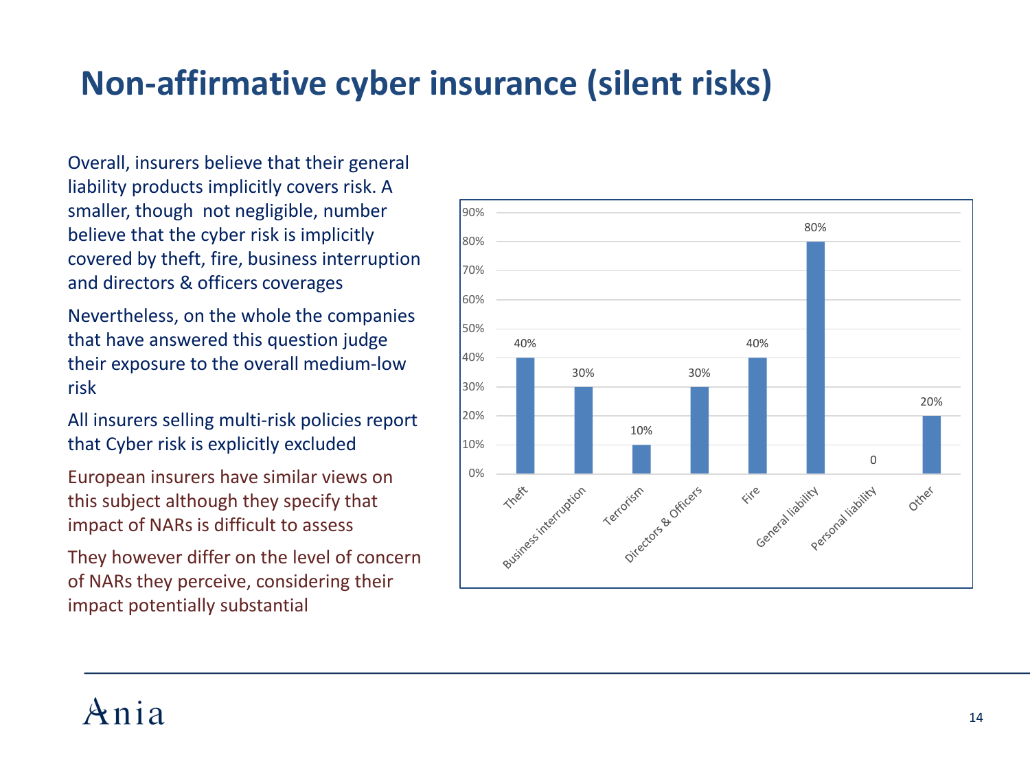# Non-affirmative cyber insurance (silent risks)

Overall, insurers believe that their general liability products implicitly covers risk. A smaller, though not negligible, number believe that the cyber risk is implicitly covered by theft, fire, business interruption and directors & officers coverages

Nevertheless, on the whole the companies that have answered this question judge their exposure to the overall medium-low risk

All insurers selling multi-risk policies report that Cyber risk is explicitly excluded

European insurers have similar views on this subject although they specify that impact of NARs is difficult to assess

They however differ on the level of concern of NARs they perceive, considering their impact potentially substantial

| Coverage | Share |
|---|---|
| Theft | 40% |
| Business interruption | 30% |
| Terrorism | 10% |
| Directors & Officers | 30% |
| Fire | 40% |
| General liability | 80% |
| Personal liability | 0 |
| Other | 20% |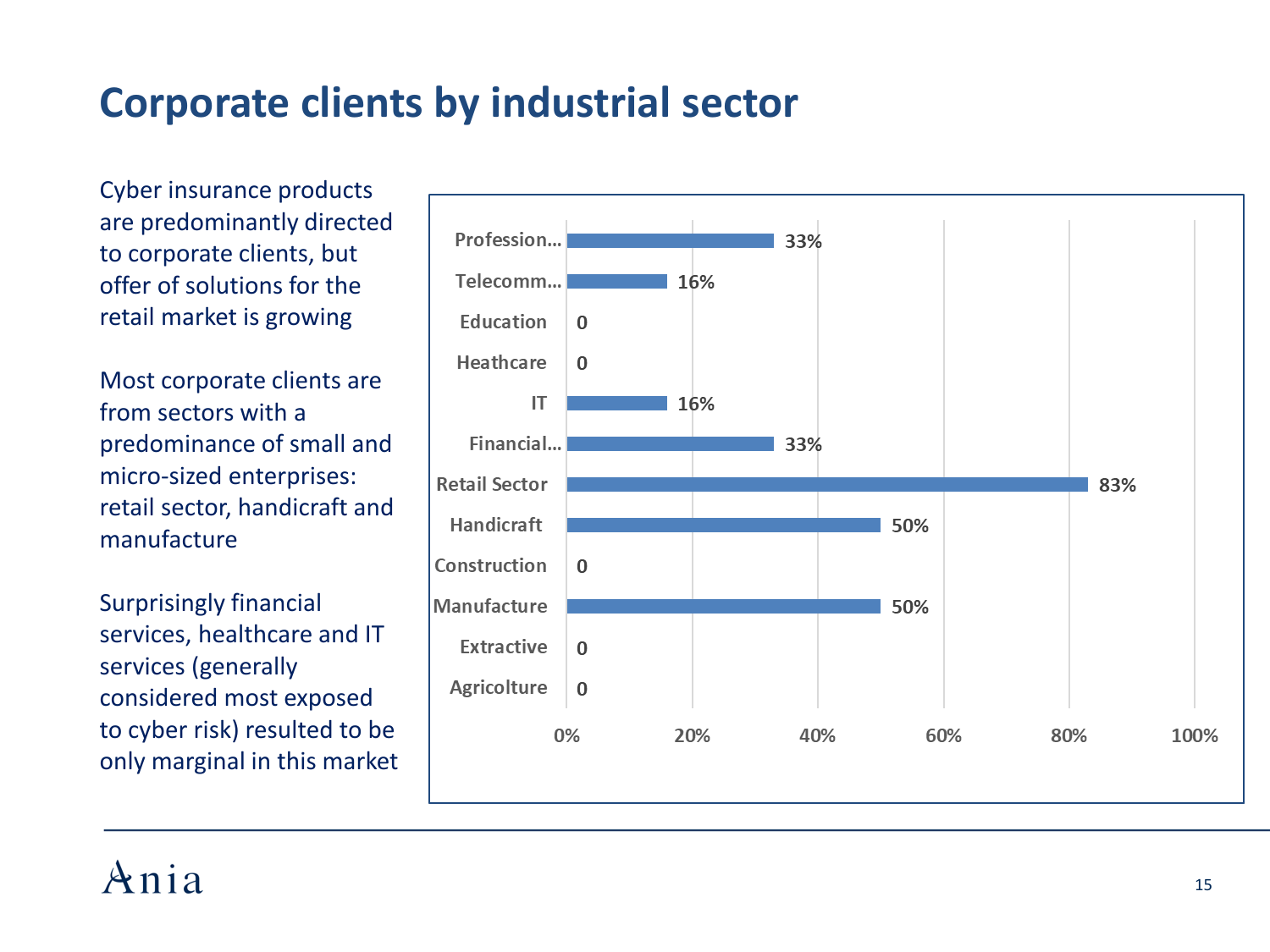# Corporate clients by industrial sector

Cyber insurance products are predominantly directed to corporate clients, but offer of solutions for the retail market is growing

Most corporate clients are from sectors with a predominance of small and micro-sized enterprises: retail sector, handicraft and manufacture

Surprisingly financial services, healthcare and IT services (generally considered most exposed to cyber risk) resulted to be only marginal in this market

| Sector | Share |
|---|---|
| Profession... | 33% |
| Telecomm... | 16% |
| Education | 0 |
| Heathcare | 0 |
| IT | 16% |
| Financial... | 33% |
| Retail Sector | 83% |
| Handicraft | 50% |
| Construction | 0 |
| Manufacture | 50% |
| Extractive | 0 |
| Agricolture | 0 |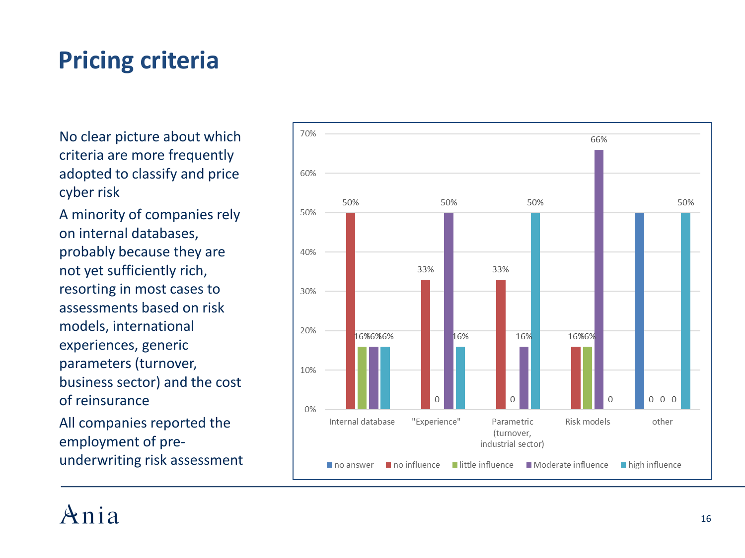# Pricing criteria

No clear picture about which criteria are more frequently adopted to classify and price cyber risk

A minority of companies rely on internal databases, probably because they are not yet sufficiently rich, resorting in most cases to assessments based on risk models, international experiences, generic parameters (turnover, business sector) and the cost of reinsurance

All companies reported the employment of pre-underwriting risk assessment

| | no answer | no influence | little influence | Moderate influence | high influence |
|---|---|---|---|---|---|
| Internal database | | 50% | 16% | 16% | 16% |
| "Experience" | | 33% | 0 | 50% | 16% |
| Parametric (turnover, industrial sector) | | 33% | 0 | 16% | 50% |
| Risk models | | 16% | 16% | 66% | 0 |
| other | 50% | 0 | 0 | 0 | 50% |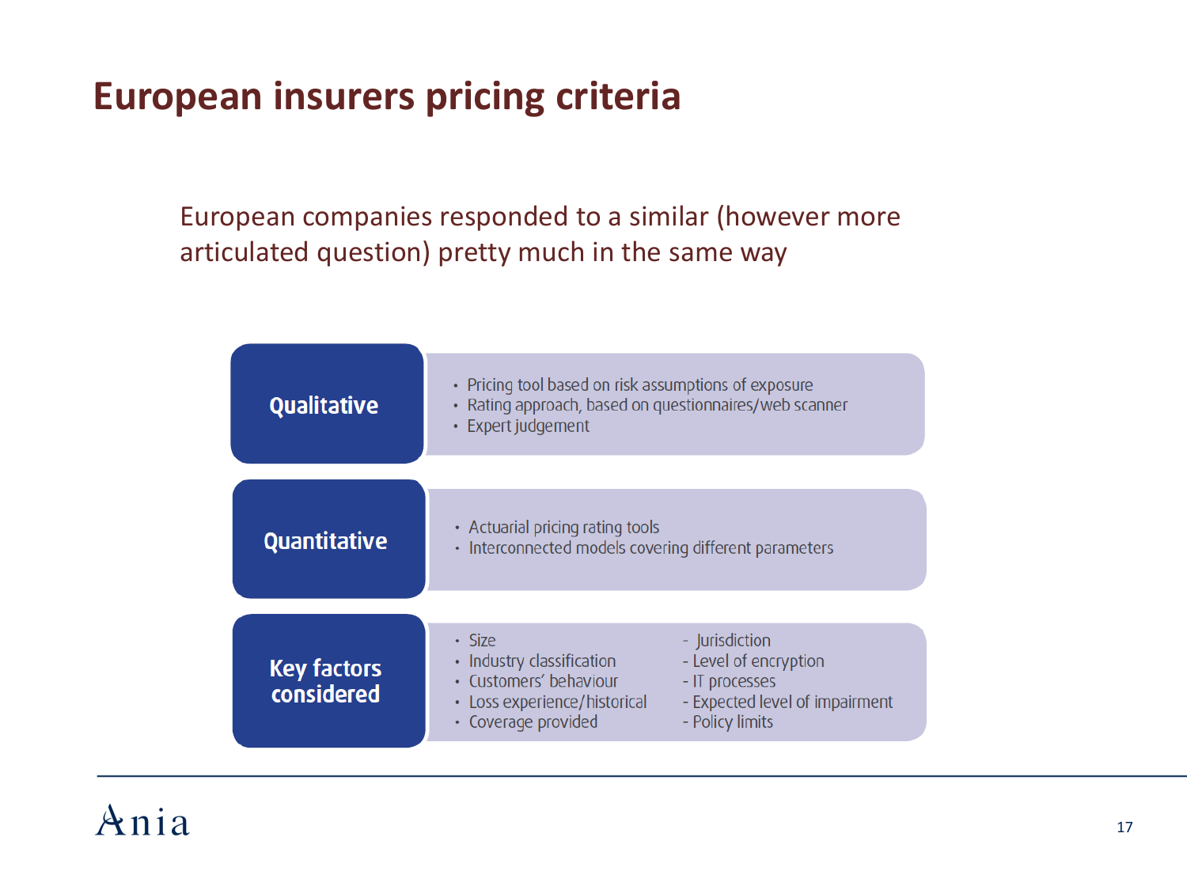# European insurers pricing criteria

European companies responded to a similar (however more articulated question) pretty much in the same way

**Qualitative**

- Pricing tool based on risk assumptions of exposure
- Rating approach, based on questionnaires/web scanner
- Expert judgement

**Quantitative**

- Actuarial pricing rating tools
- Interconnected models covering different parameters

**Key factors considered**

- Size
- Industry classification
- Customers' behaviour
- Loss experience/historical
- Coverage provided

- Jurisdiction
- Level of encryption
- IT processes
- Expected level of impairment
- Policy limits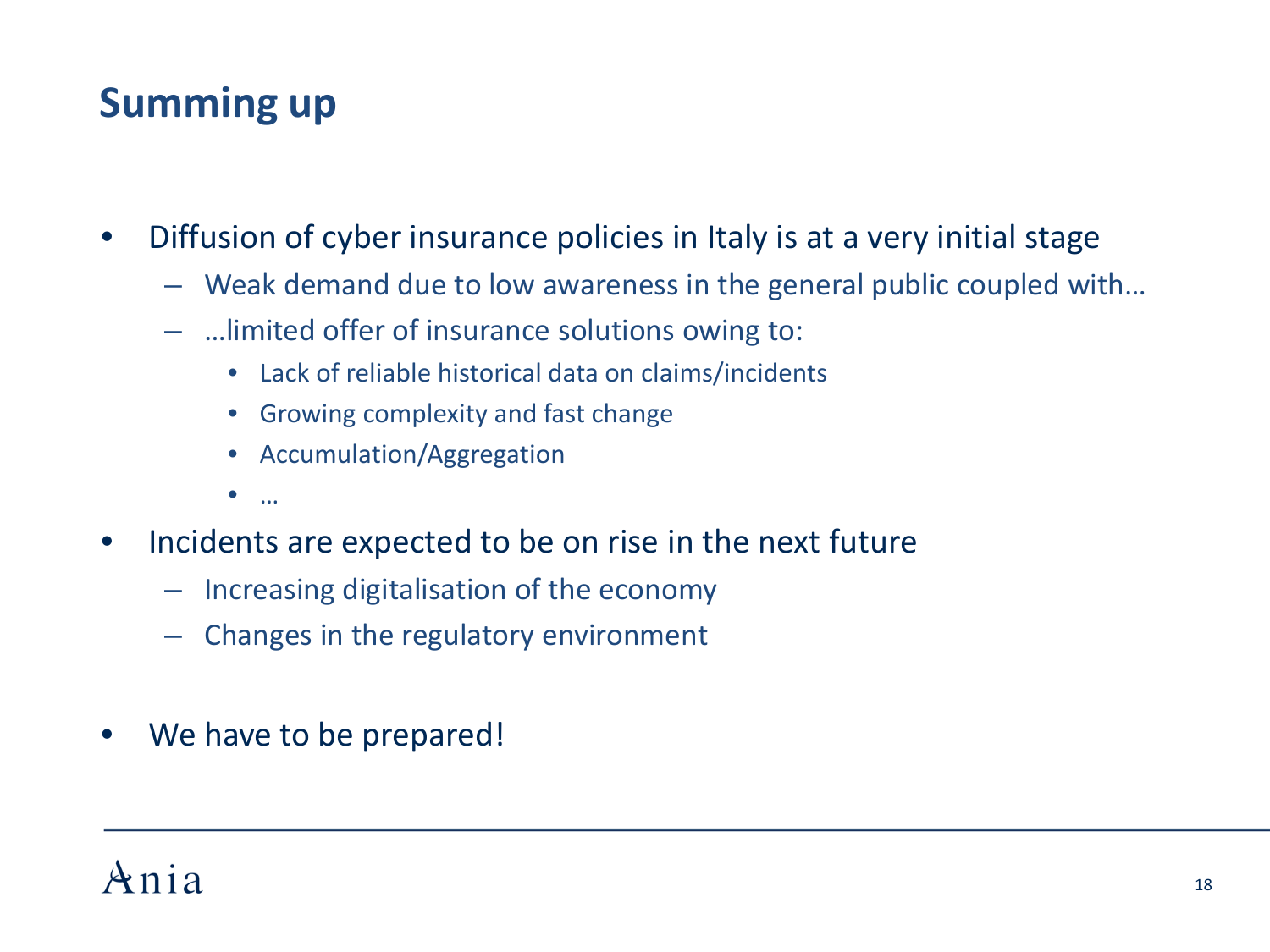# Summing up

- Diffusion of cyber insurance policies in Italy is at a very initial stage
  - Weak demand due to low awareness in the general public coupled with…
  - …limited offer of insurance solutions owing to:
    - Lack of reliable historical data on claims/incidents
    - Growing complexity and fast change
    - Accumulation/Aggregation
    - …
- Incidents are expected to be on rise in the next future
  - Increasing digitalisation of the economy
  - Changes in the regulatory environment
- We have to be prepared!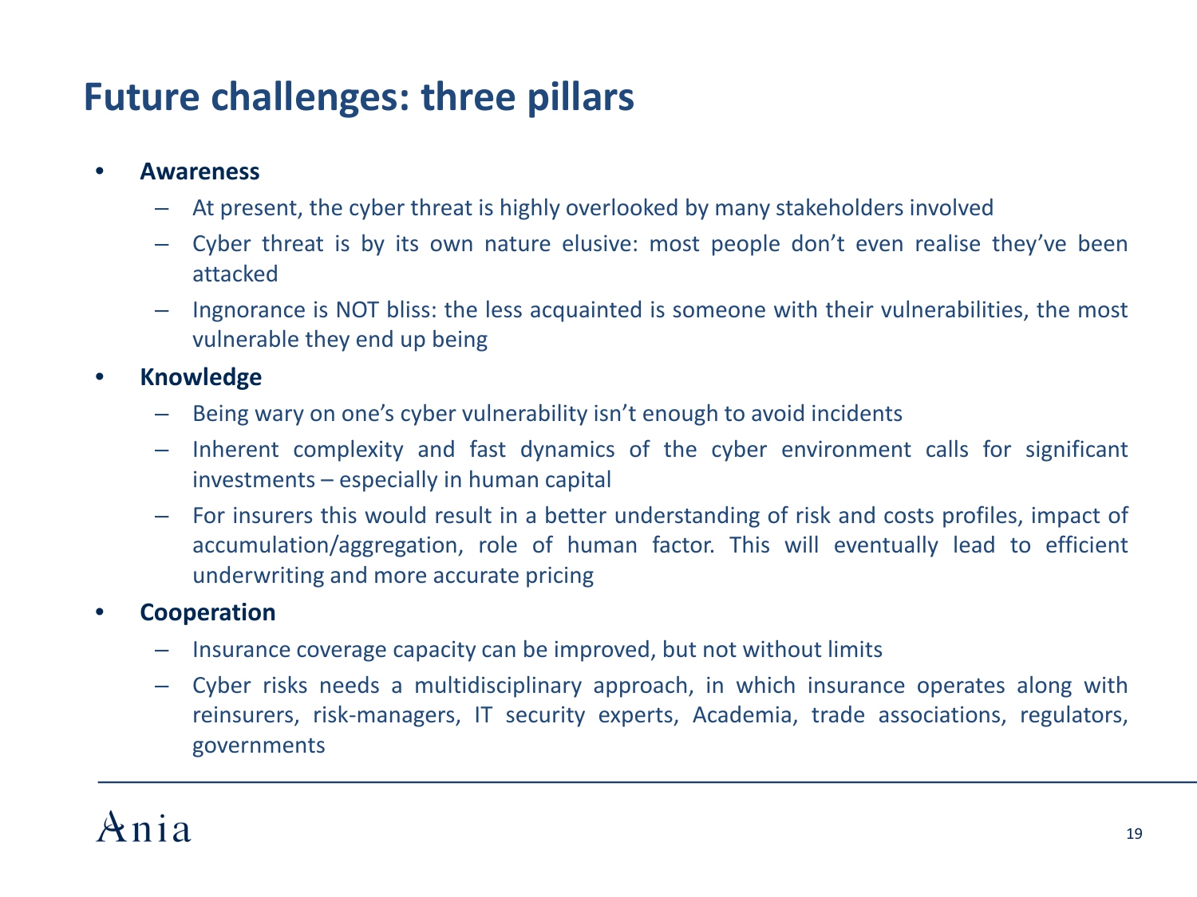# Future challenges: three pillars

- **Awareness**
  - At present, the cyber threat is highly overlooked by many stakeholders involved
  - Cyber threat is by its own nature elusive: most people don't even realise they've been attacked
  - Ingnorance is NOT bliss: the less acquainted is someone with their vulnerabilities, the most vulnerable they end up being
- **Knowledge**
  - Being wary on one's cyber vulnerability isn't enough to avoid incidents
  - Inherent complexity and fast dynamics of the cyber environment calls for significant investments – especially in human capital
  - For insurers this would result in a better understanding of risk and costs profiles, impact of accumulation/aggregation, role of human factor. This will eventually lead to efficient underwriting and more accurate pricing
- **Cooperation**
  - Insurance coverage capacity can be improved, but not without limits
  - Cyber risks needs a multidisciplinary approach, in which insurance operates along with reinsurers, risk-managers, IT security experts, Academia, trade associations, regulators, governments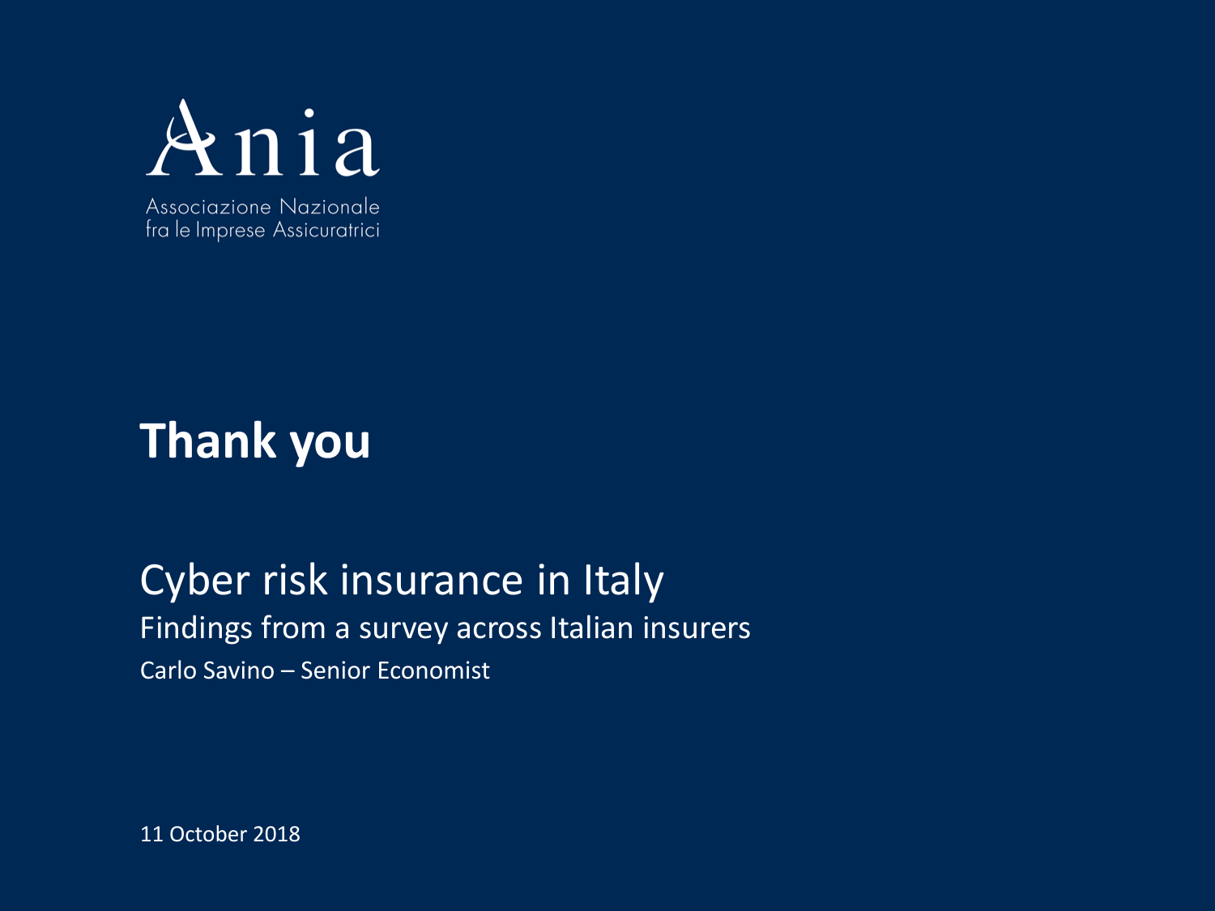Ania

Associazione Nazionale fra le Imprese Assicuratrici

# Thank you

## Cyber risk insurance in Italy

Findings from a survey across Italian insurers

Carlo Savino – Senior Economist

11 October 2018